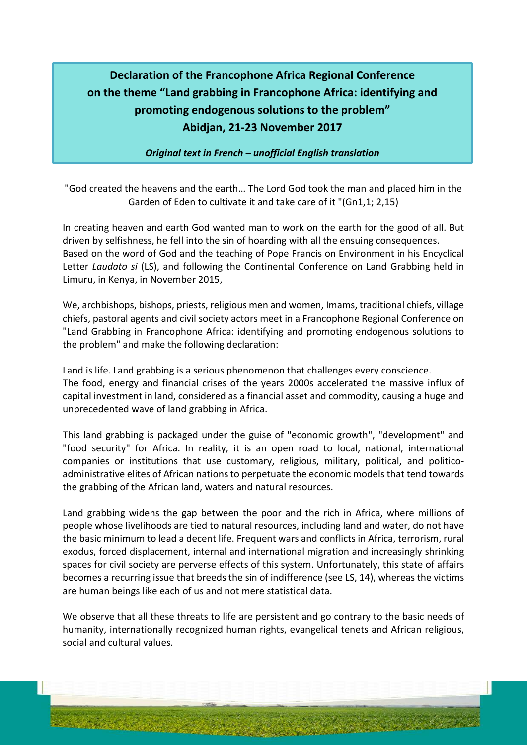# Declaration of the Francophone Africa Regional Conference on the theme "Land grabbing in Francophone Africa: identifying and promoting endogenous solutions to the problem"
## Abidjan, 21-23 November 2017

***Original text in French – unofficial English translation***

"God created the heavens and the earth… The Lord God took the man and placed him in the Garden of Eden to cultivate it and take care of it "(Gn1,1; 2,15)

In creating heaven and earth God wanted man to work on the earth for the good of all. But driven by selfishness, he fell into the sin of hoarding with all the ensuing consequences.
Based on the word of God and the teaching of Pope Francis on Environment in his Encyclical Letter *Laudato si* (LS), and following the Continental Conference on Land Grabbing held in Limuru, in Kenya, in November 2015,

We, archbishops, bishops, priests, religious men and women, Imams, traditional chiefs, village chiefs, pastoral agents and civil society actors meet in a Francophone Regional Conference on "Land Grabbing in Francophone Africa: identifying and promoting endogenous solutions to the problem" and make the following declaration:

Land is life. Land grabbing is a serious phenomenon that challenges every conscience.
The food, energy and financial crises of the years 2000s accelerated the massive influx of capital investment in land, considered as a financial asset and commodity, causing a huge and unprecedented wave of land grabbing in Africa.

This land grabbing is packaged under the guise of "economic growth", "development" and "food security" for Africa. In reality, it is an open road to local, national, international companies or institutions that use customary, religious, military, political, and politico-administrative elites of African nations to perpetuate the economic models that tend towards the grabbing of the African land, waters and natural resources.

Land grabbing widens the gap between the poor and the rich in Africa, where millions of people whose livelihoods are tied to natural resources, including land and water, do not have the basic minimum to lead a decent life. Frequent wars and conflicts in Africa, terrorism, rural exodus, forced displacement, internal and international migration and increasingly shrinking spaces for civil society are perverse effects of this system. Unfortunately, this state of affairs becomes a recurring issue that breeds the sin of indifference (see LS, 14), whereas the victims are human beings like each of us and not mere statistical data.

We observe that all these threats to life are persistent and go contrary to the basic needs of humanity, internationally recognized human rights, evangelical tenets and African religious, social and cultural values.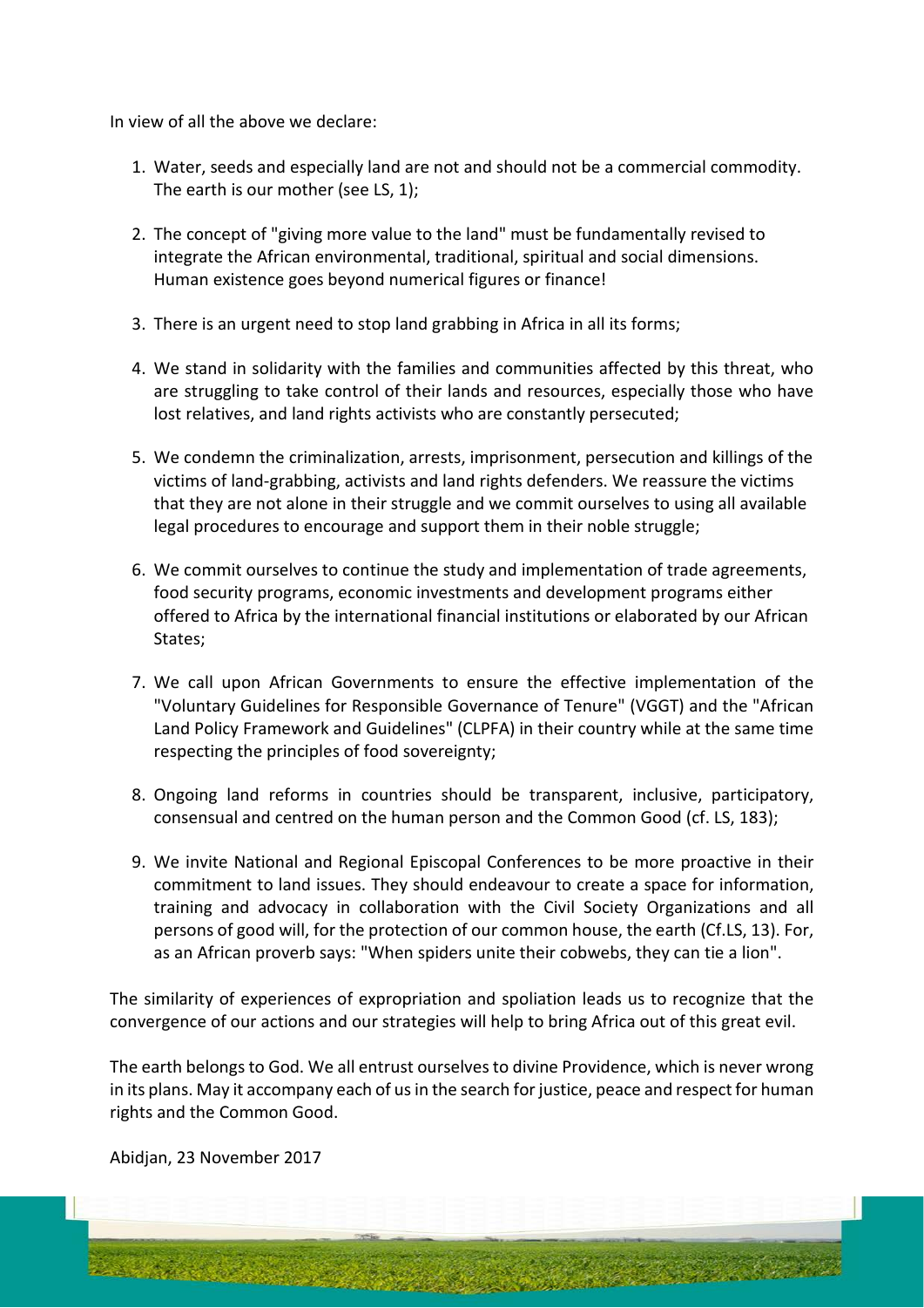In view of all the above we declare:

1. Water, seeds and especially land are not and should not be a commercial commodity. The earth is our mother (see LS, 1);

2. The concept of "giving more value to the land" must be fundamentally revised to integrate the African environmental, traditional, spiritual and social dimensions. Human existence goes beyond numerical figures or finance!

3. There is an urgent need to stop land grabbing in Africa in all its forms;

4. We stand in solidarity with the families and communities affected by this threat, who are struggling to take control of their lands and resources, especially those who have lost relatives, and land rights activists who are constantly persecuted;

5. We condemn the criminalization, arrests, imprisonment, persecution and killings of the victims of land-grabbing, activists and land rights defenders. We reassure the victims that they are not alone in their struggle and we commit ourselves to using all available legal procedures to encourage and support them in their noble struggle;

6. We commit ourselves to continue the study and implementation of trade agreements, food security programs, economic investments and development programs either offered to Africa by the international financial institutions or elaborated by our African States;

7. We call upon African Governments to ensure the effective implementation of the "Voluntary Guidelines for Responsible Governance of Tenure" (VGGT) and the "African Land Policy Framework and Guidelines" (CLPFA) in their country while at the same time respecting the principles of food sovereignty;

8. Ongoing land reforms in countries should be transparent, inclusive, participatory, consensual and centred on the human person and the Common Good (cf. LS, 183);

9. We invite National and Regional Episcopal Conferences to be more proactive in their commitment to land issues. They should endeavour to create a space for information, training and advocacy in collaboration with the Civil Society Organizations and all persons of good will, for the protection of our common house, the earth (Cf.LS, 13). For, as an African proverb says: "When spiders unite their cobwebs, they can tie a lion".

The similarity of experiences of expropriation and spoliation leads us to recognize that the convergence of our actions and our strategies will help to bring Africa out of this great evil.

The earth belongs to God. We all entrust ourselves to divine Providence, which is never wrong in its plans. May it accompany each of us in the search for justice, peace and respect for human rights and the Common Good.

Abidjan, 23 November 2017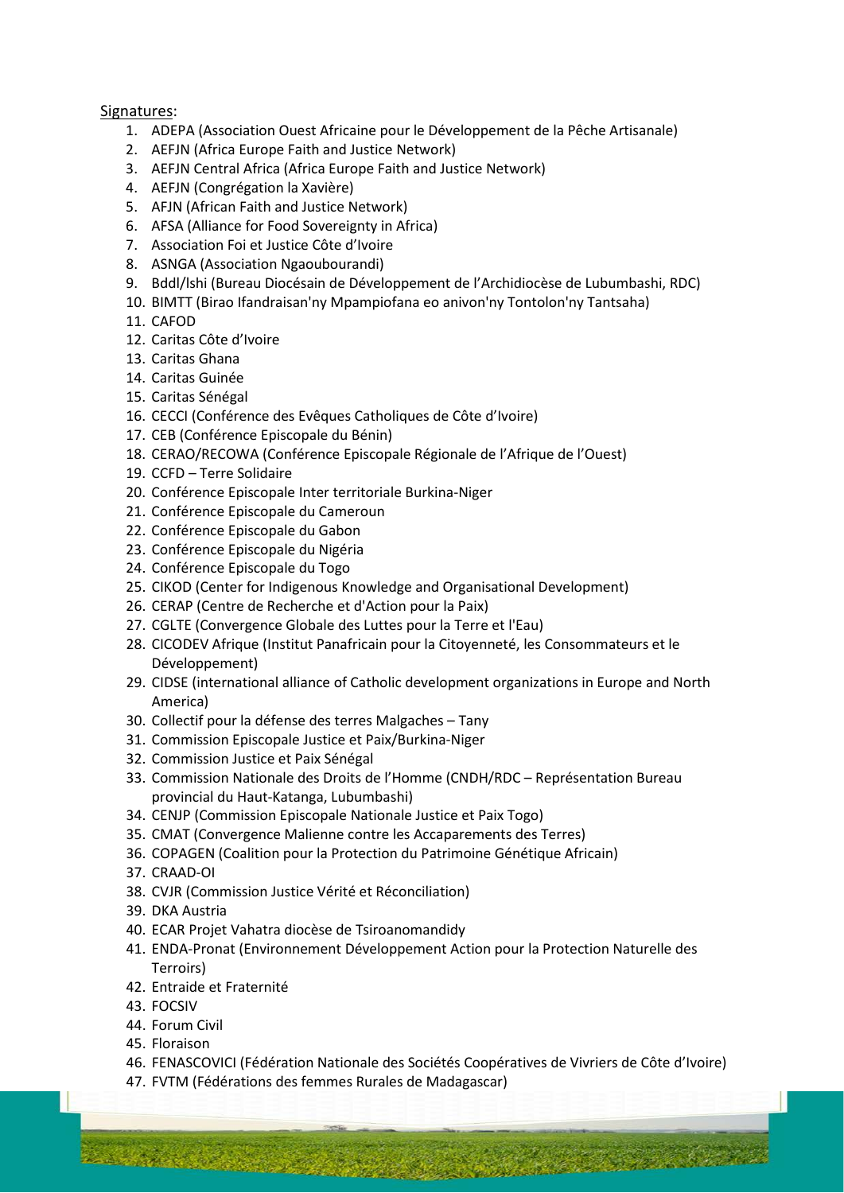Signatures:

1. ADEPA (Association Ouest Africaine pour le Développement de la Pêche Artisanale)
2. AEFJN (Africa Europe Faith and Justice Network)
3. AEFJN Central Africa (Africa Europe Faith and Justice Network)
4. AEFJN (Congrégation la Xavière)
5. AFJN (African Faith and Justice Network)
6. AFSA (Alliance for Food Sovereignty in Africa)
7. Association Foi et Justice Côte d'Ivoire
8. ASNGA (Association Ngaoubourandi)
9. Bddl/lshi (Bureau Diocésain de Développement de l'Archidiocèse de Lubumbashi, RDC)
10. BIMTT (Birao Ifandraisan'ny Mpampiofana eo anivon'ny Tontolon'ny Tantsaha)
11. CAFOD
12. Caritas Côte d'Ivoire
13. Caritas Ghana
14. Caritas Guinée
15. Caritas Sénégal
16. CECCI (Conférence des Evêques Catholiques de Côte d'Ivoire)
17. CEB (Conférence Episcopale du Bénin)
18. CERAO/RECOWA (Conférence Episcopale Régionale de l'Afrique de l'Ouest)
19. CCFD – Terre Solidaire
20. Conférence Episcopale Inter territoriale Burkina-Niger
21. Conférence Episcopale du Cameroun
22. Conférence Episcopale du Gabon
23. Conférence Episcopale du Nigéria
24. Conférence Episcopale du Togo
25. CIKOD (Center for Indigenous Knowledge and Organisational Development)
26. CERAP (Centre de Recherche et d'Action pour la Paix)
27. CGLTE (Convergence Globale des Luttes pour la Terre et l'Eau)
28. CICODEV Afrique (Institut Panafricain pour la Citoyenneté, les Consommateurs et le Développement)
29. CIDSE (international alliance of Catholic development organizations in Europe and North America)
30. Collectif pour la défense des terres Malgaches – Tany
31. Commission Episcopale Justice et Paix/Burkina-Niger
32. Commission Justice et Paix Sénégal
33. Commission Nationale des Droits de l'Homme (CNDH/RDC – Représentation Bureau provincial du Haut-Katanga, Lubumbashi)
34. CENJP (Commission Episcopale Nationale Justice et Paix Togo)
35. CMAT (Convergence Malienne contre les Accaparements des Terres)
36. COPAGEN (Coalition pour la Protection du Patrimoine Génétique Africain)
37. CRAAD-OI
38. CVJR (Commission Justice Vérité et Réconciliation)
39. DKA Austria
40. ECAR Projet Vahatra diocèse de Tsiroanomandidy
41. ENDA-Pronat (Environnement Développement Action pour la Protection Naturelle des Terroirs)
42. Entraide et Fraternité
43. FOCSIV
44. Forum Civil
45. Floraison
46. FENASCOVICI (Fédération Nationale des Sociétés Coopératives de Vivriers de Côte d'Ivoire)
47. FVTM (Fédérations des femmes Rurales de Madagascar)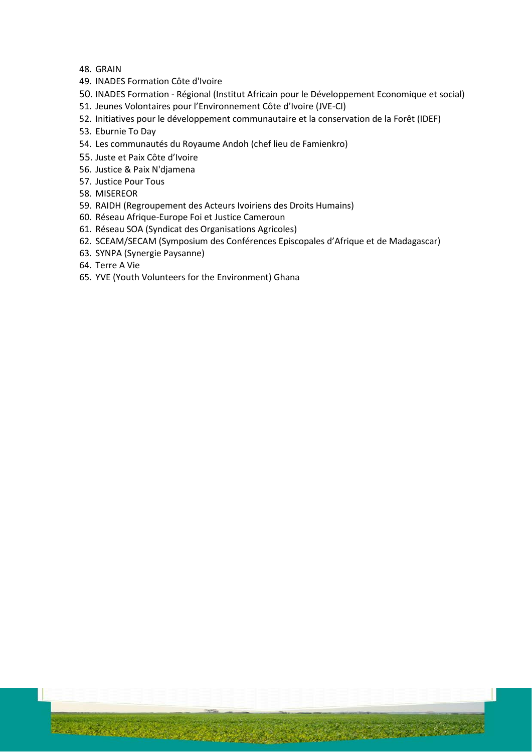48. GRAIN
49. INADES Formation Côte d'Ivoire
50. INADES Formation - Régional (Institut Africain pour le Développement Economique et social)
51. Jeunes Volontaires pour l'Environnement Côte d'Ivoire (JVE-CI)
52. Initiatives pour le développement communautaire et la conservation de la Forêt (IDEF)
53. Eburnie To Day
54. Les communautés du Royaume Andoh (chef lieu de Famienkro)
55. Juste et Paix Côte d'Ivoire
56. Justice & Paix N'djamena
57. Justice Pour Tous
58. MISEREOR
59. RAIDH (Regroupement des Acteurs Ivoiriens des Droits Humains)
60. Réseau Afrique-Europe Foi et Justice Cameroun
61. Réseau SOA (Syndicat des Organisations Agricoles)
62. SCEAM/SECAM (Symposium des Conférences Episcopales d'Afrique et de Madagascar)
63. SYNPA (Synergie Paysanne)
64. Terre A Vie
65. YVE (Youth Volunteers for the Environment) Ghana